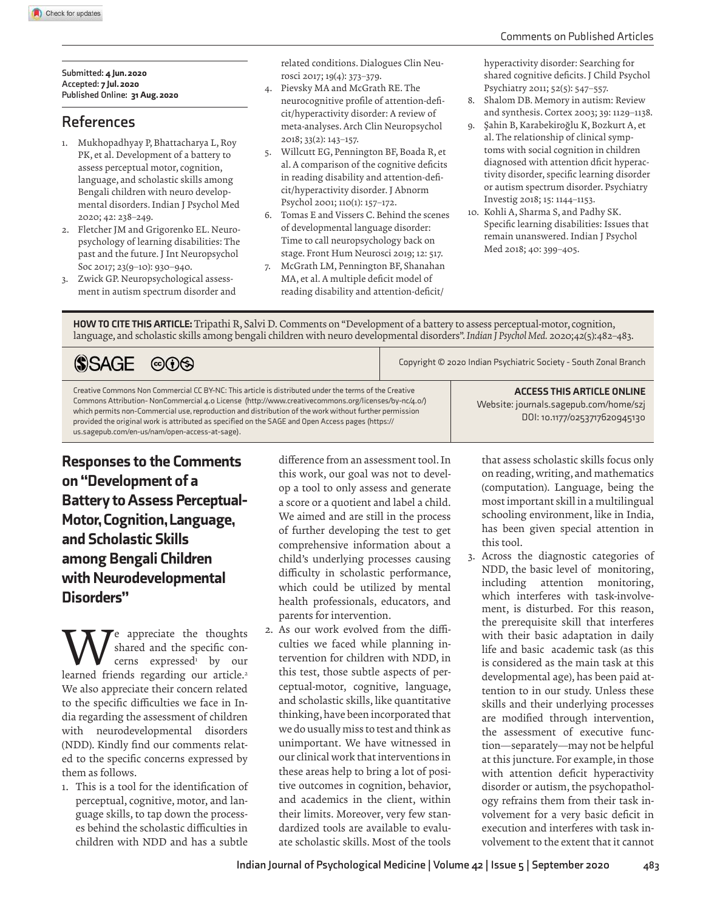Submitted: **4 Jun. 2020**
Accepted: **7 Jul. 2020**
Published Online: **31 Aug. 2020**

## References

1. Mukhopadhyay P, Bhattacharya L, Roy PK, et al. Development of a battery to assess perceptual motor, cognition, language, and scholastic skills among Bengali children with neuro developmental disorders. Indian J Psychol Med 2020; 42: 238–249.
2. Fletcher JM and Grigorenko EL. Neuropsychology of learning disabilities: The past and the future. J Int Neuropsychol Soc 2017; 23(9–10): 930–940.
3. Zwick GP. Neuropsychological assessment in autism spectrum disorder and related conditions. Dialogues Clin Neurosci 2017; 19(4): 373–379.
4. Pievsky MA and McGrath RE. The neurocognitive profile of attention-deficit/hyperactivity disorder: A review of meta-analyses. Arch Clin Neuropsychol 2018; 33(2): 143–157.
5. Willcutt EG, Pennington BF, Boada R, et al. A comparison of the cognitive deficits in reading disability and attention-deficit/hyperactivity disorder. J Abnorm Psychol 2001; 110(1): 157–172.
6. Tomas E and Vissers C. Behind the scenes of developmental language disorder: Time to call neuropsychology back on stage. Front Hum Neurosci 2019; 12: 517.
7. McGrath LM, Pennington BF, Shanahan MA, et al. A multiple deficit model of reading disability and attention-deficit/hyperactivity disorder: Searching for shared cognitive deficits. J Child Psychol Psychiatry 2011; 52(5): 547–557.
8. Shalom DB. Memory in autism: Review and synthesis. Cortex 2003; 39: 1129–1138.
9. Şahin B, Karabekiroğlu K, Bozkurt A, et al. The relationship of clinical symptoms with social cognition in children diagnosed with attention dficit hyperactivity disorder, specific learning disorder or autism spectrum disorder. Psychiatry Investig 2018; 15: 1144–1153.
10. Kohli A, Sharma S, and Padhy SK. Specific learning disabilities: Issues that remain unanswered. Indian J Psychol Med 2018; 40: 399–405.

**HOW TO CITE THIS ARTICLE:** Tripathi R, Salvi D. Comments on "Development of a battery to assess perceptual-motor, cognition, language, and scholastic skills among bengali children with neuro developmental disorders". *Indian J Psychol Med.* 2020;42(5):482–483.

Copyright © 2020 Indian Psychiatric Society - South Zonal Branch

Creative Commons Non Commercial CC BY-NC: This article is distributed under the terms of the Creative Commons Attribution- NonCommercial 4.0 License (http://www.creativecommons.org/licenses/by-nc/4.0/) which permits non-Commercial use, reproduction and distribution of the work without further permission provided the original work is attributed as specified on the SAGE and Open Access pages (https://us.sagepub.com/en-us/nam/open-access-at-sage).

**ACCESS THIS ARTICLE ONLINE**
Website: journals.sagepub.com/home/szj
DOI: 10.1177/0253717620945130

# Responses to the Comments on "Development of a Battery to Assess Perceptual-Motor, Cognition, Language, and Scholastic Skills among Bengali Children with Neurodevelopmental Disorders"

We appreciate the thoughts shared and the specific concerns expressed[1] by our learned friends regarding our article.[2] We also appreciate their concern related to the specific difficulties we face in India regarding the assessment of children with neurodevelopmental disorders (NDD). Kindly find our comments related to the specific concerns expressed by them as follows.

1. This is a tool for the identification of perceptual, cognitive, motor, and language skills, to tap down the processes behind the scholastic difficulties in children with NDD and has a subtle difference from an assessment tool. In this work, our goal was not to develop a tool to only assess and generate a score or a quotient and label a child. We aimed and are still in the process of further developing the test to get comprehensive information about a child's underlying processes causing difficulty in scholastic performance, which could be utilized by mental health professionals, educators, and parents for intervention.
2. As our work evolved from the difficulties we faced while planning intervention for children with NDD, in this test, those subtle aspects of perceptual-motor, cognitive, language, and scholastic skills, like quantitative thinking, have been incorporated that we do usually miss to test and think as unimportant. We have witnessed in our clinical work that interventions in these areas help to bring a lot of positive outcomes in cognition, behavior, and academics in the client, within their limits. Moreover, very few standardized tools are available to evaluate scholastic skills. Most of the tools that assess scholastic skills focus only on reading, writing, and mathematics (computation). Language, being the most important skill in a multilingual schooling environment, like in India, has been given special attention in this tool.
3. Across the diagnostic categories of NDD, the basic level of monitoring, including attention monitoring, which interferes with task-involvement, is disturbed. For this reason, the prerequisite skill that interferes with their basic adaptation in daily life and basic academic task (as this is considered as the main task at this developmental age), has been paid attention to in our study. Unless these skills and their underlying processes are modified through intervention, the assessment of executive function—separately—may not be helpful at this juncture. For example, in those with attention deficit hyperactivity disorder or autism, the psychopathology refrains them from their task involvement for a very basic deficit in execution and interferes with task involvement to the extent that it cannot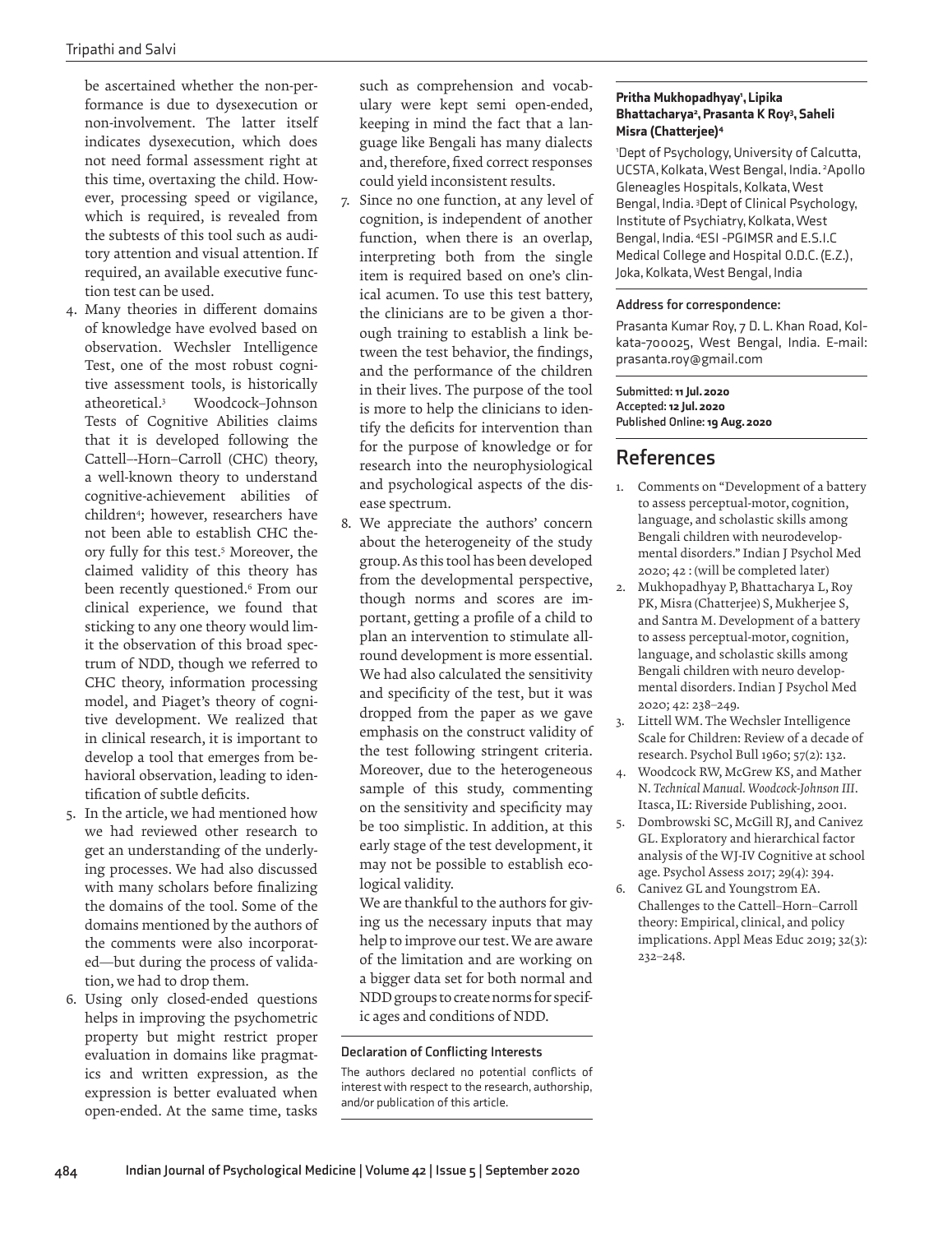be ascertained whether the non-performance is due to dysexecution or non-involvement. The latter itself indicates dysexecution, which does not need formal assessment right at this time, overtaxing the child. However, processing speed or vigilance, which is required, is revealed from the subtests of this tool such as auditory attention and visual attention. If required, an available executive function test can be used.

4. Many theories in different domains of knowledge have evolved based on observation. Wechsler Intelligence Test, one of the most robust cognitive assessment tools, is historically atheoretical.[3] Woodcock–Johnson Tests of Cognitive Abilities claims that it is developed following the Cattell–-Horn–Carroll (CHC) theory, a well-known theory to understand cognitive-achievement abilities of children[4]; however, researchers have not been able to establish CHC theory fully for this test.[5] Moreover, the claimed validity of this theory has been recently questioned.[6] From our clinical experience, we found that sticking to any one theory would limit the observation of this broad spectrum of NDD, though we referred to CHC theory, information processing model, and Piaget's theory of cognitive development. We realized that in clinical research, it is important to develop a tool that emerges from behavioral observation, leading to identification of subtle deficits.
5. In the article, we had mentioned how we had reviewed other research to get an understanding of the underlying processes. We had also discussed with many scholars before finalizing the domains of the tool. Some of the domains mentioned by the authors of the comments were also incorporated—but during the process of validation, we had to drop them.
6. Using only closed-ended questions helps in improving the psychometric property but might restrict proper evaluation in domains like pragmatics and written expression, as the expression is better evaluated when open-ended. At the same time, tasks such as comprehension and vocabulary were kept semi open-ended, keeping in mind the fact that a language like Bengali has many dialects and, therefore, fixed correct responses could yield inconsistent results.
7. Since no one function, at any level of cognition, is independent of another function, when there is an overlap, interpreting both from the single item is required based on one's clinical acumen. To use this test battery, the clinicians are to be given a thorough training to establish a link between the test behavior, the findings, and the performance of the children in their lives. The purpose of the tool is more to help the clinicians to identify the deficits for intervention than for the purpose of knowledge or for research into the neurophysiological and psychological aspects of the disease spectrum.
8. We appreciate the authors' concern about the heterogeneity of the study group. As this tool has been developed from the developmental perspective, though norms and scores are important, getting a profile of a child to plan an intervention to stimulate all-round development is more essential. We had also calculated the sensitivity and specificity of the test, but it was dropped from the paper as we gave emphasis on the construct validity of the test following stringent criteria. Moreover, due to the heterogeneous sample of this study, commenting on the sensitivity and specificity may be too simplistic. In addition, at this early stage of the test development, it may not be possible to establish ecological validity.

We are thankful to the authors for giving us the necessary inputs that may help to improve our test. We are aware of the limitation and are working on a bigger data set for both normal and NDD groups to create norms for specific ages and conditions of NDD.

### Declaration of Conflicting Interests

The authors declared no potential conflicts of interest with respect to the research, authorship, and/or publication of this article.

**Pritha Mukhopadhyay[1], Lipika Bhattacharya[2], Prasanta K Roy[3], Saheli Misra (Chatterjee)[4]**

[1]Dept of Psychology, University of Calcutta, UCSTA, Kolkata, West Bengal, India. [2]Apollo Gleneagles Hospitals, Kolkata, West Bengal, India. [3]Dept of Clinical Psychology, Institute of Psychiatry, Kolkata, West Bengal, India. [4]ESI -PGIMSR and E.S.I.C Medical College and Hospital O.D.C. (E.Z.), Joka, Kolkata, West Bengal, India

### Address for correspondence:

Prasanta Kumar Roy, 7 D. L. Khan Road, Kolkata-700025, West Bengal, India. E-mail: prasanta.roy@gmail.com

Submitted: **11 Jul. 2020**
Accepted: **12 Jul. 2020**
Published Online: **19 Aug. 2020**

## References

1. Comments on "Development of a battery to assess perceptual-motor, cognition, language, and scholastic skills among Bengali children with neurodevelopmental disorders." Indian J Psychol Med 2020; 42 : (will be completed later)
2. Mukhopadhyay P, Bhattacharya L, Roy PK, Misra (Chatterjee) S, Mukherjee S, and Santra M. Development of a battery to assess perceptual-motor, cognition, language, and scholastic skills among Bengali children with neuro developmental disorders. Indian J Psychol Med 2020; 42: 238–249.
3. Littell WM. The Wechsler Intelligence Scale for Children: Review of a decade of research. Psychol Bull 1960; 57(2): 132.
4. Woodcock RW, McGrew KS, and Mather N. *Technical Manual. Woodcock-Johnson III*. Itasca, IL: Riverside Publishing, 2001.
5. Dombrowski SC, McGill RJ, and Canivez GL. Exploratory and hierarchical factor analysis of the WJ-IV Cognitive at school age. Psychol Assess 2017; 29(4): 394.
6. Canivez GL and Youngstrom EA. Challenges to the Cattell–Horn–Carroll theory: Empirical, clinical, and policy implications. Appl Meas Educ 2019; 32(3): 232–248.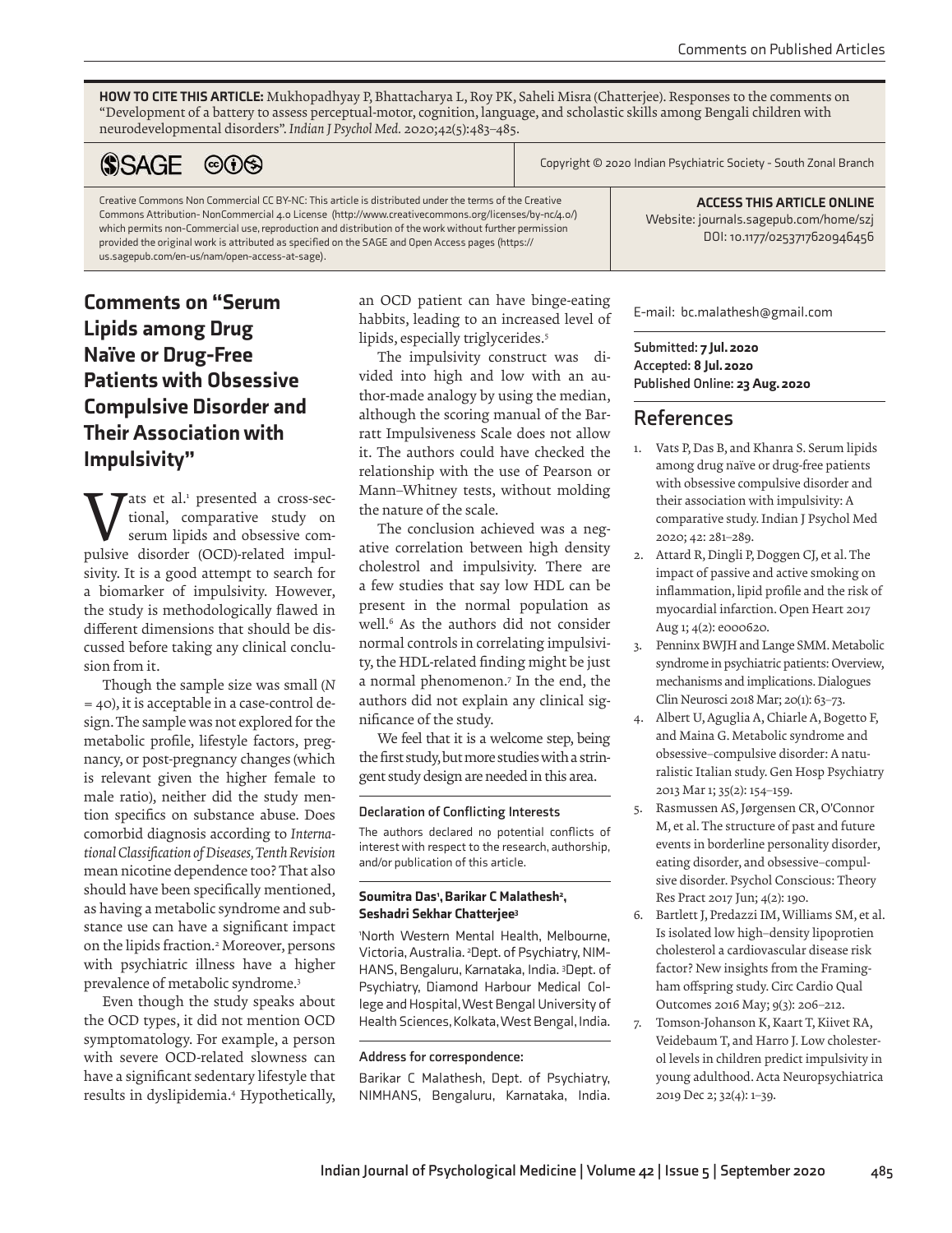**HOW TO CITE THIS ARTICLE:** Mukhopadhyay P, Bhattacharya L, Roy PK, Saheli Misra (Chatterjee). Responses to the comments on "Development of a battery to assess perceptual-motor, cognition, language, and scholastic skills among Bengali children with neurodevelopmental disorders". *Indian J Psychol Med.* 2020;42(5):483–485.

Copyright © 2020 Indian Psychiatric Society - South Zonal Branch

Creative Commons Non Commercial CC BY-NC: This article is distributed under the terms of the Creative Commons Attribution- NonCommercial 4.0 License (http://www.creativecommons.org/licenses/by-nc/4.0/) which permits non-Commercial use, reproduction and distribution of the work without further permission provided the original work is attributed as specified on the SAGE and Open Access pages (https://us.sagepub.com/en-us/nam/open-access-at-sage).

**ACCESS THIS ARTICLE ONLINE**
Website: journals.sagepub.com/home/szj
DOI: 10.1177/0253717620946456

# Comments on "Serum Lipids among Drug Naïve or Drug-Free Patients with Obsessive Compulsive Disorder and Their Association with Impulsivity"

Vats et al.[1] presented a cross-sectional, comparative study on serum lipids and obsessive compulsive disorder (OCD)-related impulsivity. It is a good attempt to search for a biomarker of impulsivity. However, the study is methodologically flawed in different dimensions that should be discussed before taking any clinical conclusion from it.

Though the sample size was small (*N* = 40), it is acceptable in a case-control design. The sample was not explored for the metabolic profile, lifestyle factors, pregnancy, or post-pregnancy changes (which is relevant given the higher female to male ratio), neither did the study mention specifics on substance abuse. Does comorbid diagnosis according to *International Classification of Diseases, Tenth Revision* mean nicotine dependence too? That also should have been specifically mentioned, as having a metabolic syndrome and substance use can have a significant impact on the lipids fraction.[2] Moreover, persons with psychiatric illness have a higher prevalence of metabolic syndrome.[3]

Even though the study speaks about the OCD types, it did not mention OCD symptomatology. For example, a person with severe OCD-related slowness can have a significant sedentary lifestyle that results in dyslipidemia.[4] Hypothetically, an OCD patient can have binge-eating habbits, leading to an increased level of lipids, especially triglycerides.[5]

The impulsivity construct was divided into high and low with an author-made analogy by using the median, although the scoring manual of the Barratt Impulsiveness Scale does not allow it. The authors could have checked the relationship with the use of Pearson or Mann–Whitney tests, without molding the nature of the scale.

The conclusion achieved was a negative correlation between high density cholestrol and impulsivity. There are a few studies that say low HDL can be present in the normal population as well.[6] As the authors did not consider normal controls in correlating impulsivity, the HDL-related finding might be just a normal phenomenon.[7] In the end, the authors did not explain any clinical significance of the study.

We feel that it is a welcome step, being the first study, but more studies with a stringent study design are needed in this area.

### Declaration of Conflicting Interests

The authors declared no potential conflicts of interest with respect to the research, authorship, and/or publication of this article.

**Soumitra Das[1], Barikar C Malathesh[2], Seshadri Sekhar Chatterjee[3]**

[1]North Western Mental Health, Melbourne, Victoria, Australia. [2]Dept. of Psychiatry, NIMHANS, Bengaluru, Karnataka, India. [3]Dept. of Psychiatry, Diamond Harbour Medical College and Hospital, West Bengal University of Health Sciences, Kolkata, West Bengal, India.

### Address for correspondence:

Barikar C Malathesh, Dept. of Psychiatry, NIMHANS, Bengaluru, Karnataka, India. E-mail: bc.malathesh@gmail.com

Submitted: **7 Jul. 2020**
Accepted: **8 Jul. 2020**
Published Online: **23 Aug. 2020**

## References

1. Vats P, Das B, and Khanra S. Serum lipids among drug naïve or drug-free patients with obsessive compulsive disorder and their association with impulsivity: A comparative study. Indian J Psychol Med 2020; 42: 281–289.
2. Attard R, Dingli P, Doggen CJ, et al. The impact of passive and active smoking on inflammation, lipid profile and the risk of myocardial infarction. Open Heart 2017 Aug 1; 4(2): e000620.
3. Penninx BWJH and Lange SMM. Metabolic syndrome in psychiatric patients: Overview, mechanisms and implications. Dialogues Clin Neurosci 2018 Mar; 20(1): 63–73.
4. Albert U, Aguglia A, Chiarle A, Bogetto F, and Maina G. Metabolic syndrome and obsessive–compulsive disorder: A naturalistic Italian study. Gen Hosp Psychiatry 2013 Mar 1; 35(2): 154–159.
5. Rasmussen AS, Jørgensen CR, O'Connor M, et al. The structure of past and future events in borderline personality disorder, eating disorder, and obsessive–compulsive disorder. Psychol Conscious: Theory Res Pract 2017 Jun; 4(2): 190.
6. Bartlett J, Predazzi IM, Williams SM, et al. Is isolated low high–density lipoprotien cholesterol a cardiovascular disease risk factor? New insights from the Framingham offspring study. Circ Cardio Qual Outcomes 2016 May; 9(3): 206–212.
7. Tomson-Johanson K, Kaart T, Kiivet RA, Veidebaum T, and Harro J. Low cholesterol levels in children predict impulsivity in young adulthood. Acta Neuropsychiatrica 2019 Dec 2; 32(4): 1–39.